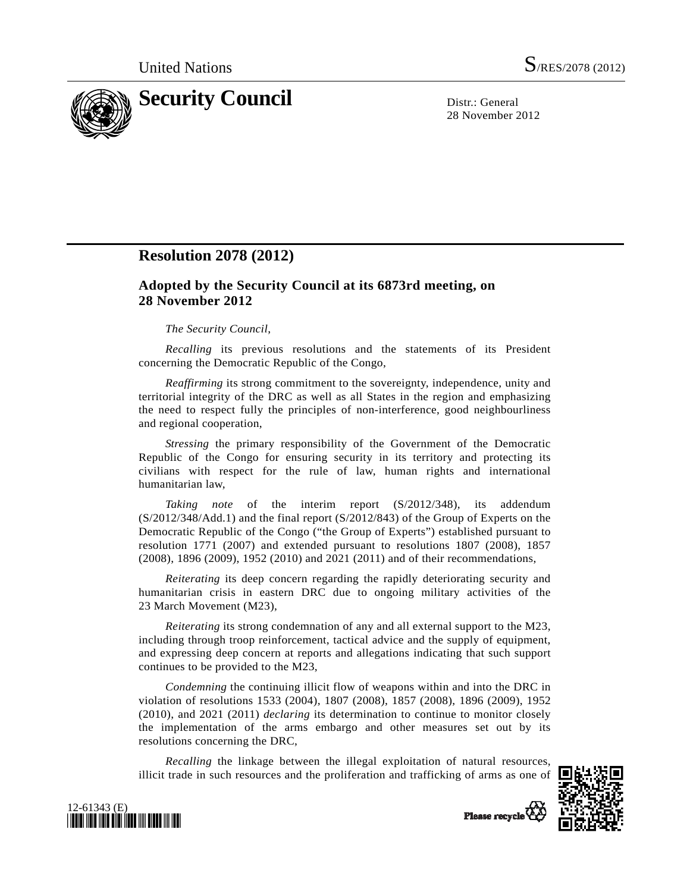# Resolution 2078 (2012)

## Adopted by the Security Council at its 6873rd meeting, on 28 November 2012

*The Security Council*,

*Recalling* its previous resolutions and the statements of its President concerning the Democratic Republic of the Congo,

*Reaffirming* its strong commitment to the sovereignty, independence, unity and territorial integrity of the DRC as well as all States in the region and emphasizing the need to respect fully the principles of non-interference, good neighbourliness and regional cooperation,

*Stressing* the primary responsibility of the Government of the Democratic Republic of the Congo for ensuring security in its territory and protecting its civilians with respect for the rule of law, human rights and international humanitarian law,

*Taking note* of the interim report (S/2012/348), its addendum (S/2012/348/Add.1) and the final report (S/2012/843) of the Group of Experts on the Democratic Republic of the Congo ("the Group of Experts") established pursuant to resolution 1771 (2007) and extended pursuant to resolutions 1807 (2008), 1857 (2008), 1896 (2009), 1952 (2010) and 2021 (2011) and of their recommendations,

*Reiterating* its deep concern regarding the rapidly deteriorating security and humanitarian crisis in eastern DRC due to ongoing military activities of the 23 March Movement (M23),

*Reiterating* its strong condemnation of any and all external support to the M23, including through troop reinforcement, tactical advice and the supply of equipment, and expressing deep concern at reports and allegations indicating that such support continues to be provided to the M23,

*Condemning* the continuing illicit flow of weapons within and into the DRC in violation of resolutions 1533 (2004), 1807 (2008), 1857 (2008), 1896 (2009), 1952 (2010), and 2021 (2011) *declaring* its determination to continue to monitor closely the implementation of the arms embargo and other measures set out by its resolutions concerning the DRC,

*Recalling* the linkage between the illegal exploitation of natural resources, illicit trade in such resources and the proliferation and trafficking of arms as one of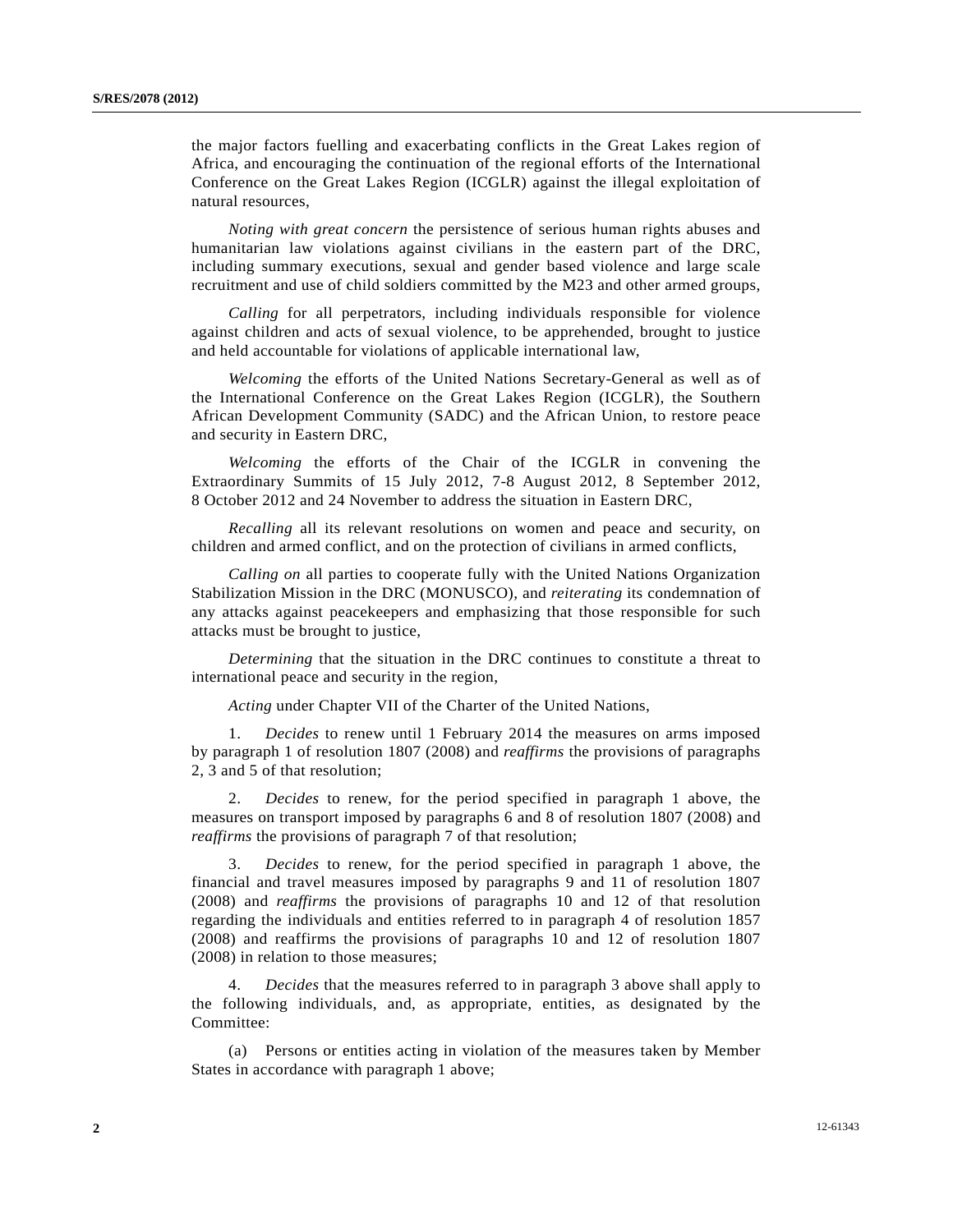the major factors fuelling and exacerbating conflicts in the Great Lakes region of Africa, and encouraging the continuation of the regional efforts of the International Conference on the Great Lakes Region (ICGLR) against the illegal exploitation of natural resources,

*Noting with great concern* the persistence of serious human rights abuses and humanitarian law violations against civilians in the eastern part of the DRC, including summary executions, sexual and gender based violence and large scale recruitment and use of child soldiers committed by the M23 and other armed groups,

*Calling* for all perpetrators, including individuals responsible for violence against children and acts of sexual violence, to be apprehended, brought to justice and held accountable for violations of applicable international law,

*Welcoming* the efforts of the United Nations Secretary-General as well as of the International Conference on the Great Lakes Region (ICGLR), the Southern African Development Community (SADC) and the African Union, to restore peace and security in Eastern DRC,

*Welcoming* the efforts of the Chair of the ICGLR in convening the Extraordinary Summits of 15 July 2012, 7-8 August 2012, 8 September 2012, 8 October 2012 and 24 November to address the situation in Eastern DRC,

*Recalling* all its relevant resolutions on women and peace and security, on children and armed conflict, and on the protection of civilians in armed conflicts,

*Calling on* all parties to cooperate fully with the United Nations Organization Stabilization Mission in the DRC (MONUSCO), and *reiterating* its condemnation of any attacks against peacekeepers and emphasizing that those responsible for such attacks must be brought to justice,

*Determining* that the situation in the DRC continues to constitute a threat to international peace and security in the region,

*Acting* under Chapter VII of the Charter of the United Nations,

1. *Decides* to renew until 1 February 2014 the measures on arms imposed by paragraph 1 of resolution 1807 (2008) and *reaffirms* the provisions of paragraphs 2, 3 and 5 of that resolution;

2. *Decides* to renew, for the period specified in paragraph 1 above, the measures on transport imposed by paragraphs 6 and 8 of resolution 1807 (2008) and *reaffirms* the provisions of paragraph 7 of that resolution;

3. *Decides* to renew, for the period specified in paragraph 1 above, the financial and travel measures imposed by paragraphs 9 and 11 of resolution 1807 (2008) and *reaffirms* the provisions of paragraphs 10 and 12 of that resolution regarding the individuals and entities referred to in paragraph 4 of resolution 1857 (2008) and reaffirms the provisions of paragraphs 10 and 12 of resolution 1807 (2008) in relation to those measures;

4. *Decides* that the measures referred to in paragraph 3 above shall apply to the following individuals, and, as appropriate, entities, as designated by the Committee:

(a) Persons or entities acting in violation of the measures taken by Member States in accordance with paragraph 1 above;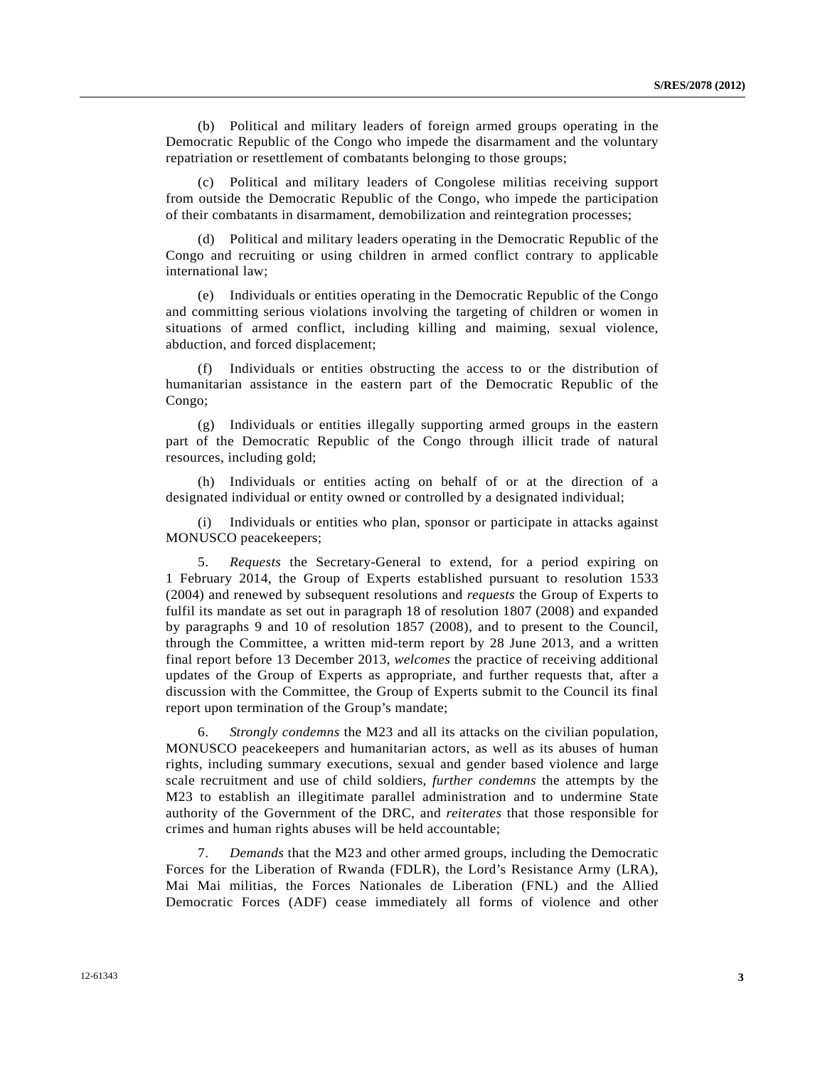(b) Political and military leaders of foreign armed groups operating in the Democratic Republic of the Congo who impede the disarmament and the voluntary repatriation or resettlement of combatants belonging to those groups;

(c) Political and military leaders of Congolese militias receiving support from outside the Democratic Republic of the Congo, who impede the participation of their combatants in disarmament, demobilization and reintegration processes;

(d) Political and military leaders operating in the Democratic Republic of the Congo and recruiting or using children in armed conflict contrary to applicable international law;

(e) Individuals or entities operating in the Democratic Republic of the Congo and committing serious violations involving the targeting of children or women in situations of armed conflict, including killing and maiming, sexual violence, abduction, and forced displacement;

(f) Individuals or entities obstructing the access to or the distribution of humanitarian assistance in the eastern part of the Democratic Republic of the Congo;

(g) Individuals or entities illegally supporting armed groups in the eastern part of the Democratic Republic of the Congo through illicit trade of natural resources, including gold;

(h) Individuals or entities acting on behalf of or at the direction of a designated individual or entity owned or controlled by a designated individual;

(i) Individuals or entities who plan, sponsor or participate in attacks against MONUSCO peacekeepers;

5. *Requests* the Secretary-General to extend, for a period expiring on 1 February 2014, the Group of Experts established pursuant to resolution 1533 (2004) and renewed by subsequent resolutions and *requests* the Group of Experts to fulfil its mandate as set out in paragraph 18 of resolution 1807 (2008) and expanded by paragraphs 9 and 10 of resolution 1857 (2008), and to present to the Council, through the Committee, a written mid-term report by 28 June 2013, and a written final report before 13 December 2013, *welcomes* the practice of receiving additional updates of the Group of Experts as appropriate, and further requests that, after a discussion with the Committee, the Group of Experts submit to the Council its final report upon termination of the Group's mandate;

6. *Strongly condemns* the M23 and all its attacks on the civilian population, MONUSCO peacekeepers and humanitarian actors, as well as its abuses of human rights, including summary executions, sexual and gender based violence and large scale recruitment and use of child soldiers, *further condemns* the attempts by the M23 to establish an illegitimate parallel administration and to undermine State authority of the Government of the DRC, and *reiterates* that those responsible for crimes and human rights abuses will be held accountable;

7. *Demands* that the M23 and other armed groups, including the Democratic Forces for the Liberation of Rwanda (FDLR), the Lord's Resistance Army (LRA), Mai Mai militias, the Forces Nationales de Liberation (FNL) and the Allied Democratic Forces (ADF) cease immediately all forms of violence and other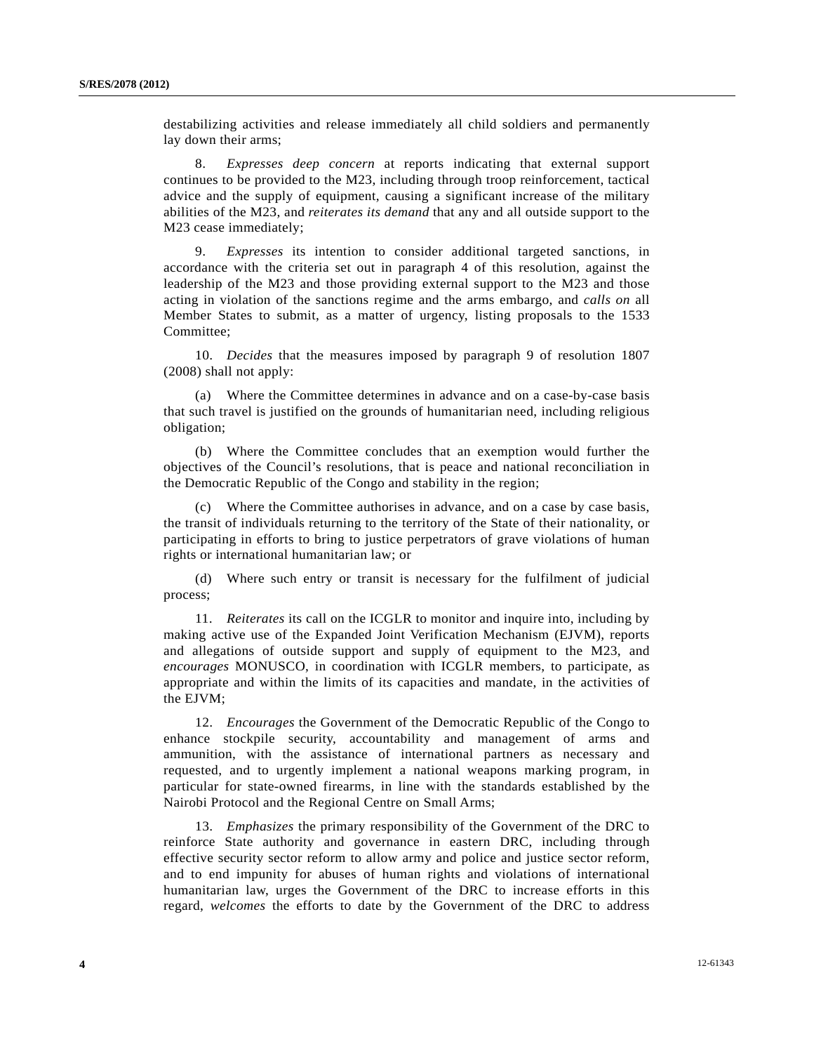destabilizing activities and release immediately all child soldiers and permanently lay down their arms;

8. *Expresses deep concern* at reports indicating that external support continues to be provided to the M23, including through troop reinforcement, tactical advice and the supply of equipment, causing a significant increase of the military abilities of the M23, and *reiterates its demand* that any and all outside support to the M23 cease immediately;

9. *Expresses* its intention to consider additional targeted sanctions, in accordance with the criteria set out in paragraph 4 of this resolution, against the leadership of the M23 and those providing external support to the M23 and those acting in violation of the sanctions regime and the arms embargo, and *calls on* all Member States to submit, as a matter of urgency, listing proposals to the 1533 Committee;

10. *Decides* that the measures imposed by paragraph 9 of resolution 1807 (2008) shall not apply:

(a) Where the Committee determines in advance and on a case-by-case basis that such travel is justified on the grounds of humanitarian need, including religious obligation;

(b) Where the Committee concludes that an exemption would further the objectives of the Council's resolutions, that is peace and national reconciliation in the Democratic Republic of the Congo and stability in the region;

(c) Where the Committee authorises in advance, and on a case by case basis, the transit of individuals returning to the territory of the State of their nationality, or participating in efforts to bring to justice perpetrators of grave violations of human rights or international humanitarian law; or

(d) Where such entry or transit is necessary for the fulfilment of judicial process;

11. *Reiterates* its call on the ICGLR to monitor and inquire into, including by making active use of the Expanded Joint Verification Mechanism (EJVM), reports and allegations of outside support and supply of equipment to the M23, and *encourages* MONUSCO, in coordination with ICGLR members, to participate, as appropriate and within the limits of its capacities and mandate, in the activities of the EJVM;

12. *Encourages* the Government of the Democratic Republic of the Congo to enhance stockpile security, accountability and management of arms and ammunition, with the assistance of international partners as necessary and requested, and to urgently implement a national weapons marking program, in particular for state-owned firearms, in line with the standards established by the Nairobi Protocol and the Regional Centre on Small Arms;

13. *Emphasizes* the primary responsibility of the Government of the DRC to reinforce State authority and governance in eastern DRC, including through effective security sector reform to allow army and police and justice sector reform, and to end impunity for abuses of human rights and violations of international humanitarian law, urges the Government of the DRC to increase efforts in this regard, *welcomes* the efforts to date by the Government of the DRC to address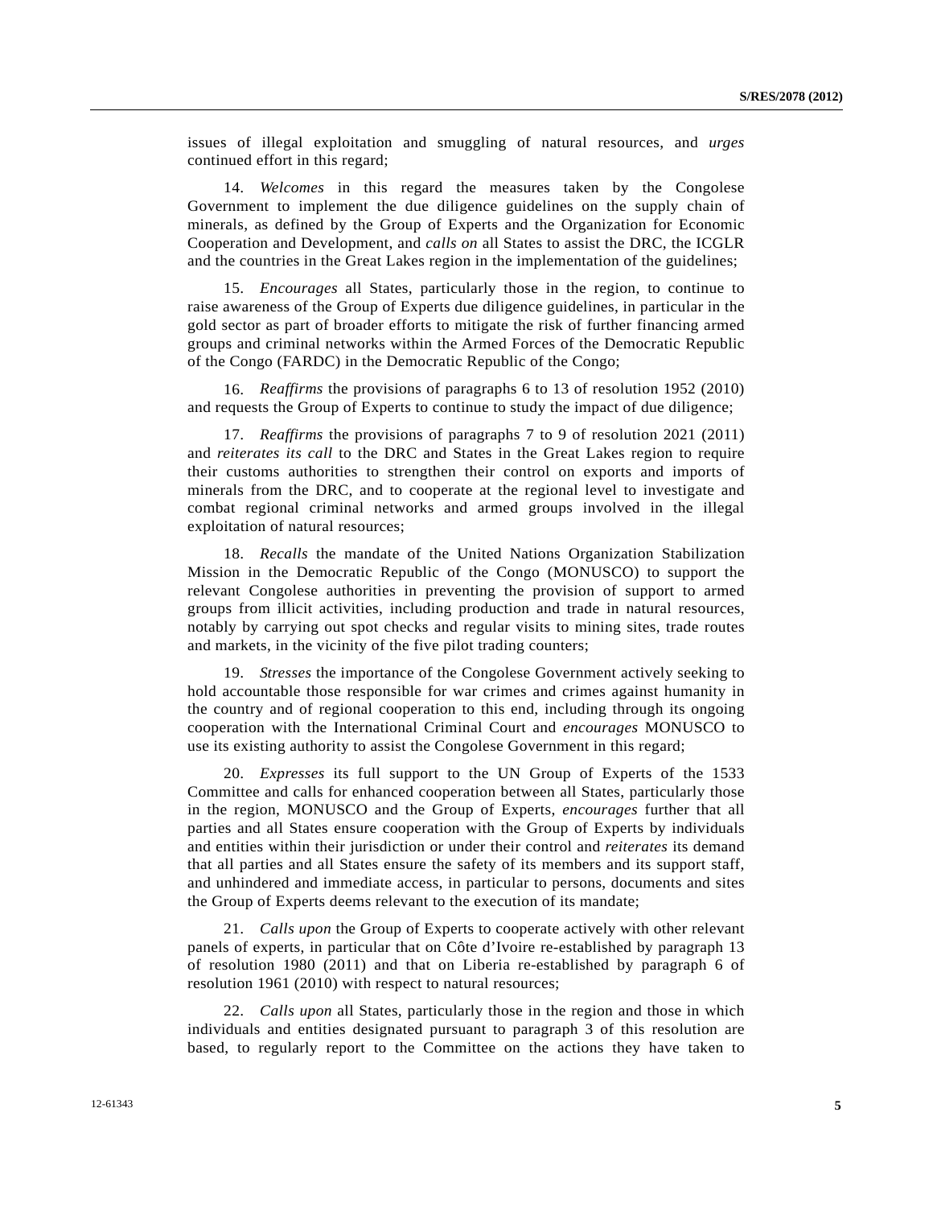issues of illegal exploitation and smuggling of natural resources, and *urges* continued effort in this regard;

14. *Welcomes* in this regard the measures taken by the Congolese Government to implement the due diligence guidelines on the supply chain of minerals, as defined by the Group of Experts and the Organization for Economic Cooperation and Development, and *calls on* all States to assist the DRC, the ICGLR and the countries in the Great Lakes region in the implementation of the guidelines;

15. *Encourages* all States, particularly those in the region, to continue to raise awareness of the Group of Experts due diligence guidelines, in particular in the gold sector as part of broader efforts to mitigate the risk of further financing armed groups and criminal networks within the Armed Forces of the Democratic Republic of the Congo (FARDC) in the Democratic Republic of the Congo;

16. *Reaffirms* the provisions of paragraphs 6 to 13 of resolution 1952 (2010) and requests the Group of Experts to continue to study the impact of due diligence;

17. *Reaffirms* the provisions of paragraphs 7 to 9 of resolution 2021 (2011) and *reiterates its call* to the DRC and States in the Great Lakes region to require their customs authorities to strengthen their control on exports and imports of minerals from the DRC, and to cooperate at the regional level to investigate and combat regional criminal networks and armed groups involved in the illegal exploitation of natural resources;

18. *Recalls* the mandate of the United Nations Organization Stabilization Mission in the Democratic Republic of the Congo (MONUSCO) to support the relevant Congolese authorities in preventing the provision of support to armed groups from illicit activities, including production and trade in natural resources, notably by carrying out spot checks and regular visits to mining sites, trade routes and markets, in the vicinity of the five pilot trading counters;

19. *Stresses* the importance of the Congolese Government actively seeking to hold accountable those responsible for war crimes and crimes against humanity in the country and of regional cooperation to this end, including through its ongoing cooperation with the International Criminal Court and *encourages* MONUSCO to use its existing authority to assist the Congolese Government in this regard;

20. *Expresses* its full support to the UN Group of Experts of the 1533 Committee and calls for enhanced cooperation between all States, particularly those in the region, MONUSCO and the Group of Experts, *encourages* further that all parties and all States ensure cooperation with the Group of Experts by individuals and entities within their jurisdiction or under their control and *reiterates* its demand that all parties and all States ensure the safety of its members and its support staff, and unhindered and immediate access, in particular to persons, documents and sites the Group of Experts deems relevant to the execution of its mandate;

21. *Calls upon* the Group of Experts to cooperate actively with other relevant panels of experts, in particular that on Côte d'Ivoire re-established by paragraph 13 of resolution 1980 (2011) and that on Liberia re-established by paragraph 6 of resolution 1961 (2010) with respect to natural resources;

22. *Calls upon* all States, particularly those in the region and those in which individuals and entities designated pursuant to paragraph 3 of this resolution are based, to regularly report to the Committee on the actions they have taken to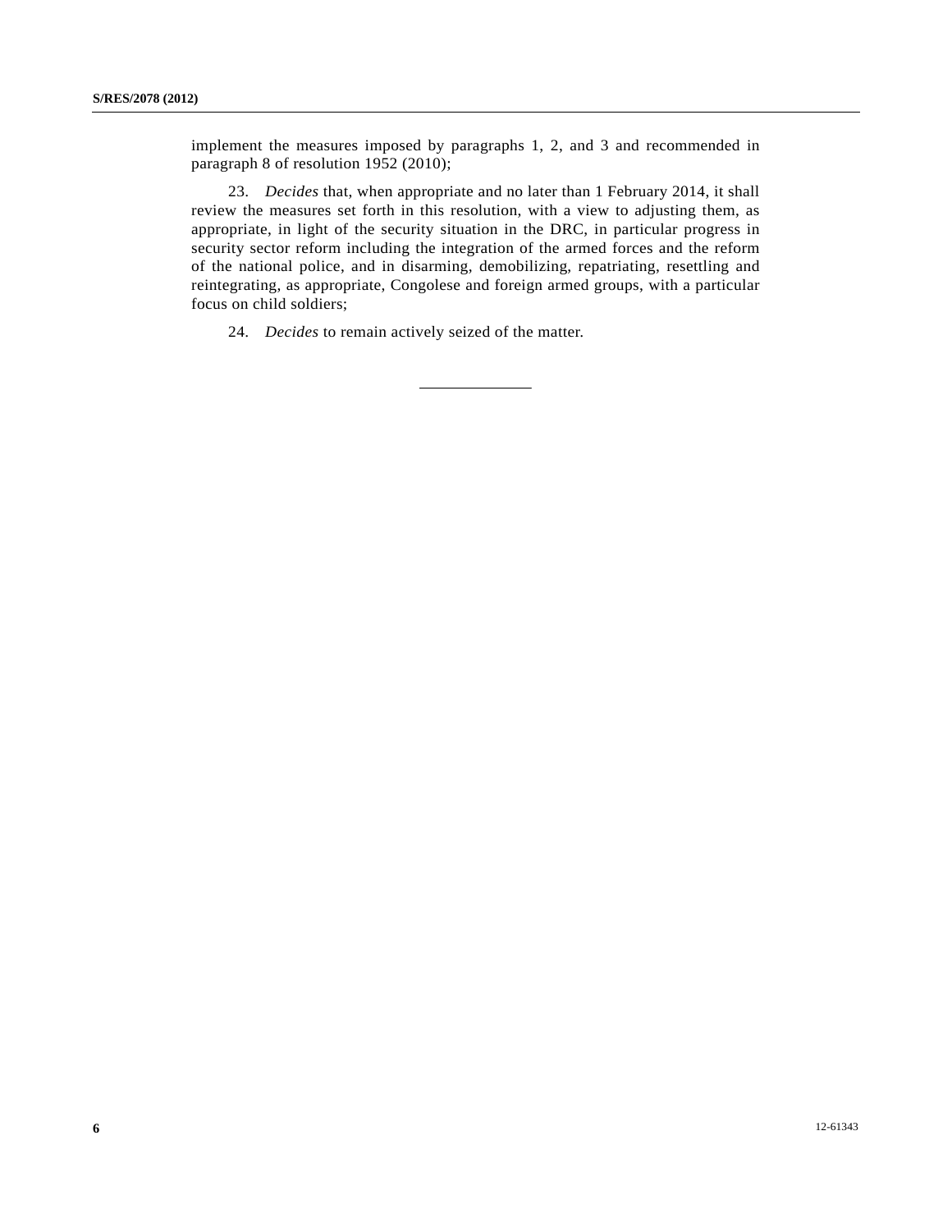implement the measures imposed by paragraphs 1, 2, and 3 and recommended in paragraph 8 of resolution 1952 (2010);

23. *Decides* that, when appropriate and no later than 1 February 2014, it shall review the measures set forth in this resolution, with a view to adjusting them, as appropriate, in light of the security situation in the DRC, in particular progress in security sector reform including the integration of the armed forces and the reform of the national police, and in disarming, demobilizing, repatriating, resettling and reintegrating, as appropriate, Congolese and foreign armed groups, with a particular focus on child soldiers;

24. *Decides* to remain actively seized of the matter.